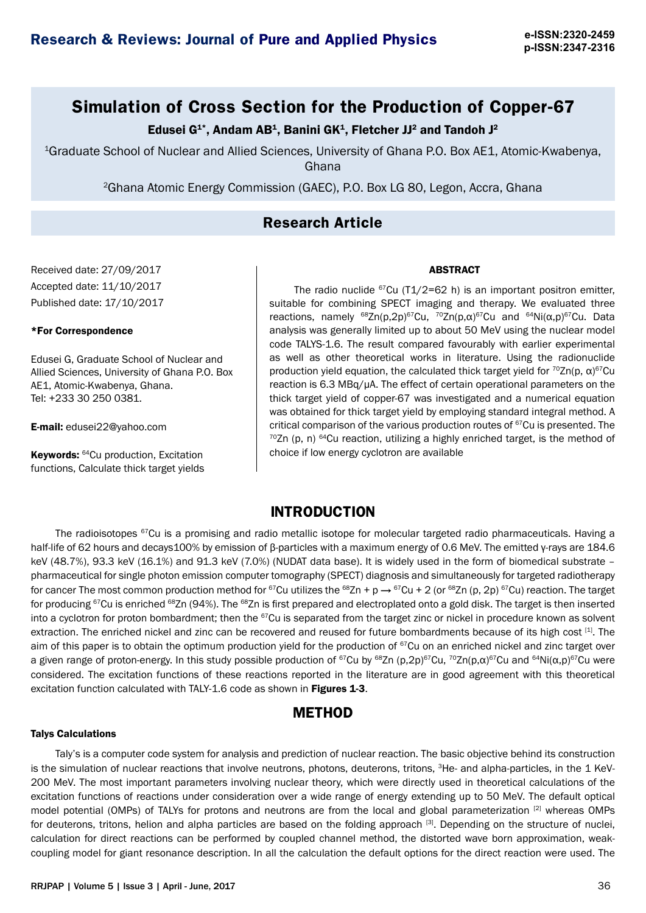# Simulation of Cross Section for the Production of Copper-67

**Edusei G[1*], Andam AB[1], Banini GK[1], Fletcher JJ[2] and Tandoh J[2]**

[1]Graduate School of Nuclear and Allied Sciences, University of Ghana P.O. Box AE1, Atomic-Kwabenya, Ghana

[2]Ghana Atomic Energy Commission (GAEC), P.O. Box LG 80, Legon, Accra, Ghana

## Research Article

Received date: 27/09/2017

Accepted date: 11/10/2017

Published date: 17/10/2017

**\*For Correspondence**

Edusei G, Graduate School of Nuclear and Allied Sciences, University of Ghana P.O. Box AE1, Atomic-Kwabenya, Ghana.
Tel: +233 30 250 0381.

**E-mail:** edusei22@yahoo.com

**Keywords:** $^{64}$Cu production, Excitation functions, Calculate thick target yields

### ABSTRACT

The radio nuclide $^{67}$Cu (T1/2=62 h) is an important positron emitter, suitable for combining SPECT imaging and therapy. We evaluated three reactions, namely $^{68}$Zn(p,2p)$^{67}$Cu, $^{70}$Zn(p,α)$^{67}$Cu and $^{64}$Ni(α,p)$^{67}$Cu. Data analysis was generally limited up to about 50 MeV using the nuclear model code TALYS-1.6. The result compared favourably with earlier experimental as well as other theoretical works in literature. Using the radionuclide production yield equation, the calculated thick target yield for $^{70}$Zn(p, α)$^{67}$Cu reaction is 6.3 MBq/μA. The effect of certain operational parameters on the thick target yield of copper-67 was investigated and a numerical equation was obtained for thick target yield by employing standard integral method. A critical comparison of the various production routes of $^{67}$Cu is presented. The $^{70}$Zn (p, n) $^{64}$Cu reaction, utilizing a highly enriched target, is the method of choice if low energy cyclotron are available

## INTRODUCTION

The radioisotopes $^{67}$Cu is a promising and radio metallic isotope for molecular targeted radio pharmaceuticals. Having a half-life of 62 hours and decays100% by emission of β-particles with a maximum energy of 0.6 MeV. The emitted γ-rays are 184.6 keV (48.7%), 93.3 keV (16.1%) and 91.3 keV (7.0%) (NUDAT data base). It is widely used in the form of biomedical substrate – pharmaceutical for single photon emission computer tomography (SPECT) diagnosis and simultaneously for targeted radiotherapy for cancer The most common production method for $^{67}$Cu utilizes the $^{68}$Zn + p → $^{67}$Cu + 2 (or $^{68}$Zn (p, 2p) $^{67}$Cu) reaction. The target for producing $^{67}$Cu is enriched $^{68}$Zn (94%). The $^{68}$Zn is first prepared and electroplated onto a gold disk. The target is then inserted into a cyclotron for proton bombardment; then the $^{67}$Cu is separated from the target zinc or nickel in procedure known as solvent extraction. The enriched nickel and zinc can be recovered and reused for future bombardments because of its high cost [1]. The aim of this paper is to obtain the optimum production yield for the production of $^{67}$Cu on an enriched nickel and zinc target over a given range of proton-energy. In this study possible production of $^{67}$Cu by $^{68}$Zn (p,2p)$^{67}$Cu, $^{70}$Zn(p,α)$^{67}$Cu and $^{64}$Ni(α,p)$^{67}$Cu were considered. The excitation functions of these reactions reported in the literature are in good agreement with this theoretical excitation function calculated with TALY-1.6 code as shown in **Figures 1-3**.

## METHOD

### Talys Calculations

Taly's is a computer code system for analysis and prediction of nuclear reaction. The basic objective behind its construction is the simulation of nuclear reactions that involve neutrons, photons, deuterons, tritons, $^{3}$He- and alpha-particles, in the 1 KeV-200 MeV. The most important parameters involving nuclear theory, which were directly used in theoretical calculations of the excitation functions of reactions under consideration over a wide range of energy extending up to 50 MeV. The default optical model potential (OMPs) of TALYs for protons and neutrons are from the local and global parameterization [2] whereas OMPs for deuterons, tritons, helion and alpha particles are based on the folding approach [3]. Depending on the structure of nuclei, calculation for direct reactions can be performed by coupled channel method, the distorted wave born approximation, weak-coupling model for giant resonance description. In all the calculation the default options for the direct reaction were used. The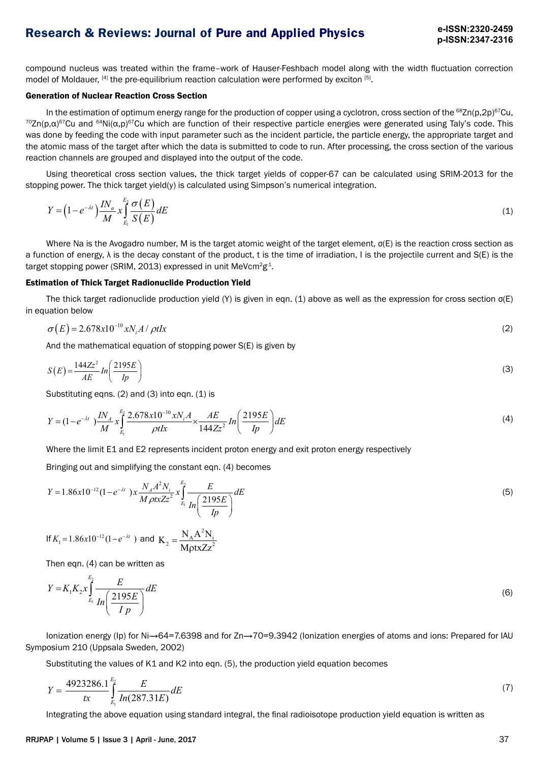compound nucleus was treated within the frame–work of Hauser-Feshbach model along with the width fluctuation correction model of Moldauer, [4] the pre-equilibrium reaction calculation were performed by exciton [5].

### Generation of Nuclear Reaction Cross Section

In the estimation of optimum energy range for the production of copper using a cyclotron, cross section of the $^{68}$Zn(p,2p)$^{67}$Cu, $^{70}$Zn(p,α)$^{67}$Cu and $^{64}$Ni(α,p)$^{67}$Cu which are function of their respective particle energies were generated using Taly's code. This was done by feeding the code with input parameter such as the incident particle, the particle energy, the appropriate target and the atomic mass of the target after which the data is submitted to code to run. After processing, the cross section of the various reaction channels are grouped and displayed into the output of the code.

Using theoretical cross section values, the thick target yields of copper-67 can be calculated using SRIM-2013 for the stopping power. The thick target yield(y) is calculated using Simpson's numerical integration.

$$Y = \left(1 - e^{-\lambda t}\right)\frac{IN_a}{M}\,x\int_{E_1}^{E_2}\frac{\sigma(E)}{S(E)}dE \tag{1}$$

Where Na is the Avogadro number, M is the target atomic weight of the target element, σ(E) is the reaction cross section as a function of energy, λ is the decay constant of the product, t is the time of irradiation, I is the projectile current and S(E) is the target stopping power (SRIM, 2013) expressed in unit MeVcm$^2$g$^{-1}$.

### Estimation of Thick Target Radionuclide Production Yield

The thick target radionuclide production yield (Y) is given in eqn. (1) above as well as the expression for cross section σ(E) in equation below

$$\sigma(E) = 2.678x10^{-10}\,xN_iA/\rho tIx \tag{2}$$

And the mathematical equation of stopping power S(E) is given by

$$S(E) = \frac{144Zz^2}{AE}In\left(\frac{2195E}{Ip}\right) \tag{3}$$

Substituting eqns. (2) and (3) into eqn. (1) is

$$Y = (1 - e^{-\lambda t})\frac{IN_A}{M}\,x\int_{E_1}^{E_2}\frac{2.678x10^{-10}xN_iA}{\rho tIx}\times\frac{AE}{144Zz^2}In\left(\frac{2195E}{Ip}\right)dE \tag{4}$$

Where the limit E1 and E2 represents incident proton energy and exit proton energy respectively

Bringing out and simplifying the constant eqn. (4) becomes

$$Y = 1.86x10^{-12}(1 - e^{-\lambda t})\,x\frac{N_AA^2N_i}{M\rho txZz^2}\,x\int_{E_1}^{E_2}\frac{E}{In\left(\frac{2195E}{Ip}\right)}dE \tag{5}$$

If $K_1 = 1.86x10^{-12}(1 - e^{-\lambda t})$ and $K_2 = \frac{N_AA^2N_i}{M\rho txZz^2}$

Then eqn. (4) can be written as

$$Y = K_1K_2x\int_{E_1}^{E_2}\frac{E}{In\left(\frac{2195E}{Ip}\right)}dE \tag{6}$$

Ionization energy (Ip) for Ni→64=7.6398 and for Zn→70=9.3942 (Ionization energies of atoms and ions: Prepared for IAU Symposium 210 (Uppsala Sweden, 2002)

Substituting the values of K1 and K2 into eqn. (5), the production yield equation becomes

$$Y = \frac{4923286.1}{tx}\int_{E_1}^{E_2}\frac{E}{In(287.31E)}dE \tag{7}$$

Integrating the above equation using standard integral, the final radioisotope production yield equation is written as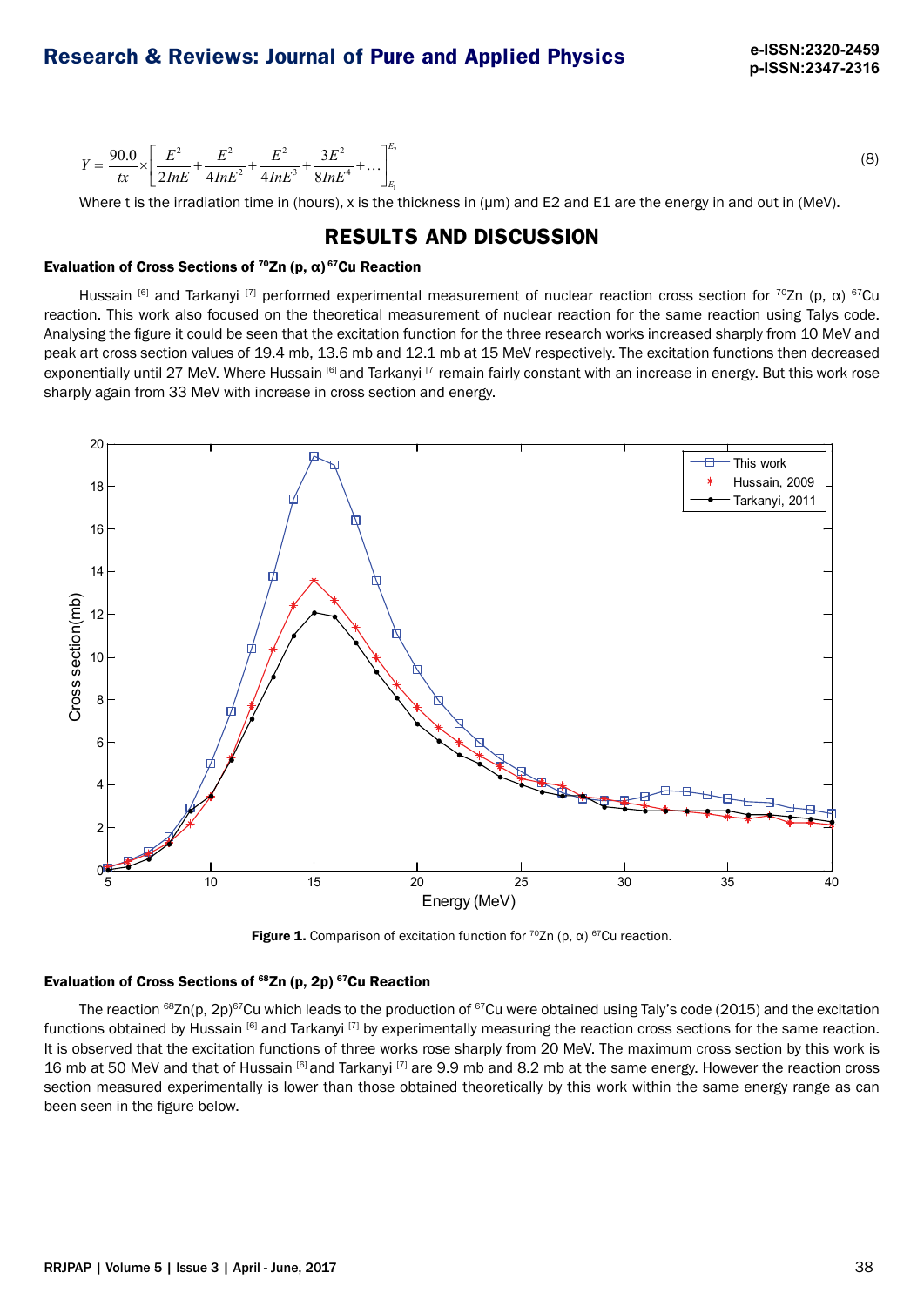$$Y = \frac{90.0}{tx} \times \left[ \frac{E^2}{2InE} + \frac{E^2}{4InE^2} + \frac{E^2}{4InE^3} + \frac{3E^2}{8InE^4} + \dots \right]_{E_1}^{E_2} \tag{8}$$

Where t is the irradiation time in (hours), x is the thickness in (μm) and E2 and E1 are the energy in and out in (MeV).

## RESULTS AND DISCUSSION

### Evaluation of Cross Sections of $^{70}$Zn (p, α) $^{67}$Cu Reaction

Hussain [6] and Tarkanyi [7] performed experimental measurement of nuclear reaction cross section for $^{70}$Zn (p, α) $^{67}$Cu reaction. This work also focused on the theoretical measurement of nuclear reaction for the same reaction using Talys code. Analysing the figure it could be seen that the excitation function for the three research works increased sharply from 10 MeV and peak art cross section values of 19.4 mb, 13.6 mb and 12.1 mb at 15 MeV respectively. The excitation functions then decreased exponentially until 27 MeV. Where Hussain [6] and Tarkanyi [7] remain fairly constant with an increase in energy. But this work rose sharply again from 33 MeV with increase in cross section and energy.

**Figure 1.** Comparison of excitation function for $^{70}$Zn (p, α) $^{67}$Cu reaction.

### Evaluation of Cross Sections of $^{68}$Zn (p, 2p) $^{67}$Cu Reaction

The reaction $^{68}$Zn(p, 2p)$^{67}$Cu which leads to the production of $^{67}$Cu were obtained using Taly's code (2015) and the excitation functions obtained by Hussain [6] and Tarkanyi [7] by experimentally measuring the reaction cross sections for the same reaction. It is observed that the excitation functions of three works rose sharply from 20 MeV. The maximum cross section by this work is 16 mb at 50 MeV and that of Hussain [6] and Tarkanyi [7] are 9.9 mb and 8.2 mb at the same energy. However the reaction cross section measured experimentally is lower than those obtained theoretically by this work within the same energy range as can been seen in the figure below.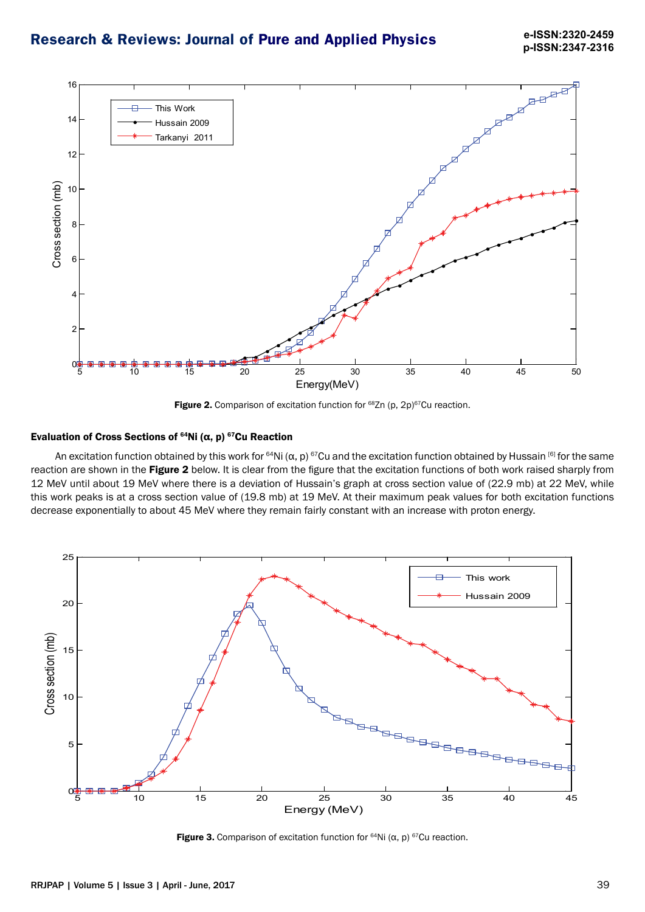Figure 2. Comparison of excitation function for $^{68}Zn$ (p, 2p)$^{67}Cu$ reaction.

### Evaluation of Cross Sections of $^{64}Ni$ (α, p) $^{67}Cu$ Reaction

An excitation function obtained by this work for $^{64}Ni$ (α, p) $^{67}Cu$ and the excitation function obtained by Hussain [6] for the same reaction are shown in the **Figure 2** below. It is clear from the figure that the excitation functions of both work raised sharply from 12 MeV until about 19 MeV where there is a deviation of Hussain's graph at cross section value of (22.9 mb) at 22 MeV, while this work peaks is at a cross section value of (19.8 mb) at 19 MeV. At their maximum peak values for both excitation functions decrease exponentially to about 45 MeV where they remain fairly constant with an increase with proton energy.

Figure 3. Comparison of excitation function for $^{64}Ni$ (α, p) $^{67}Cu$ reaction.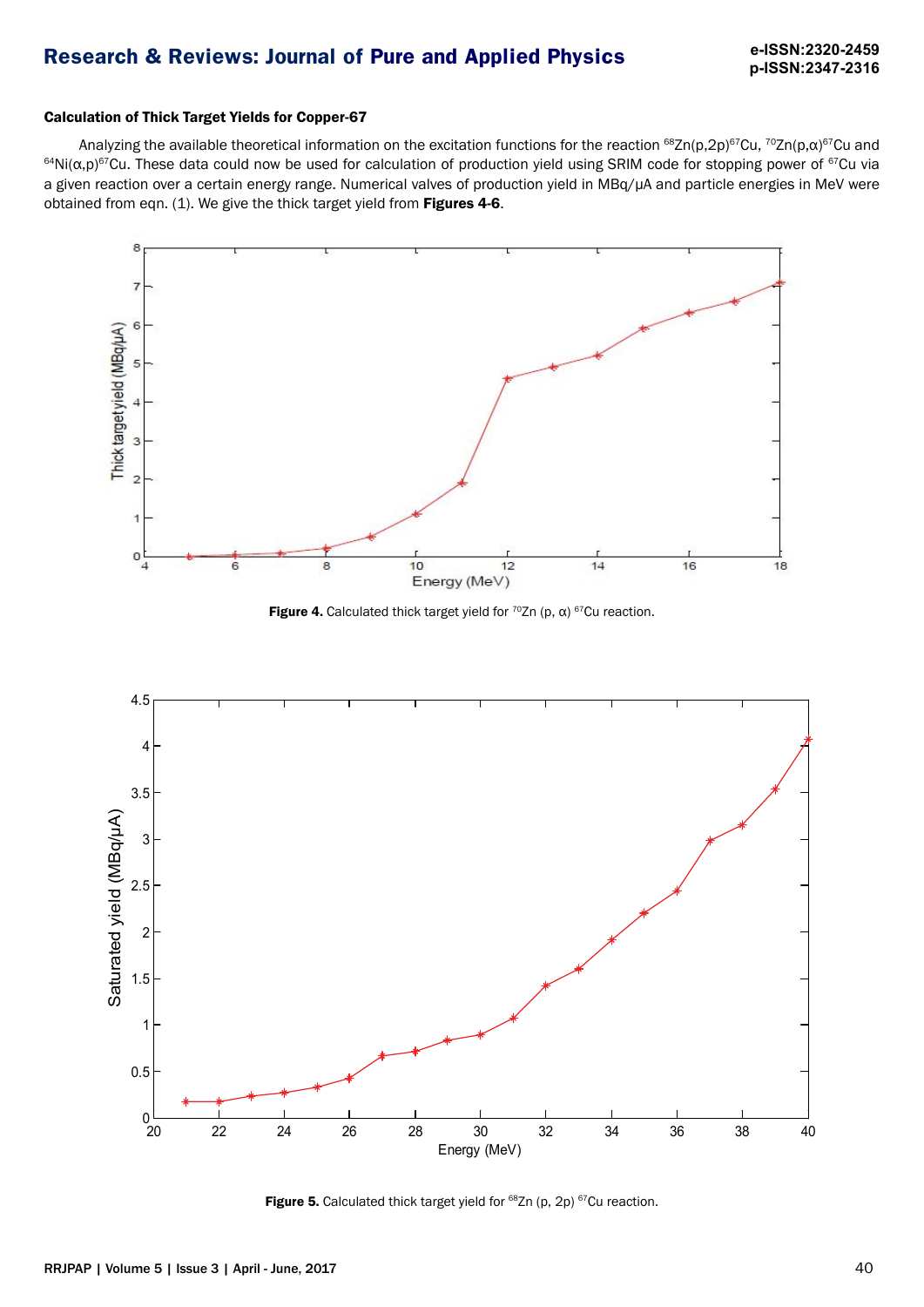### Calculation of Thick Target Yields for Copper-67

Analyzing the available theoretical information on the excitation functions for the reaction $^{68}Zn(p,2p)^{67}Cu$, $^{70}Zn(p,\alpha)^{67}Cu$ and $^{64}Ni(\alpha,p)^{67}Cu$. These data could now be used for calculation of production yield using SRIM code for stopping power of $^{67}Cu$ via a given reaction over a certain energy range. Numerical valves of production yield in MBq/μA and particle energies in MeV were obtained from eqn. (1). We give the thick target yield from **Figures 4-6**.

**Figure 4.** Calculated thick target yield for $^{70}Zn(p,\alpha)^{67}Cu$ reaction.

**Figure 5.** Calculated thick target yield for $^{68}Zn(p,2p)^{67}Cu$ reaction.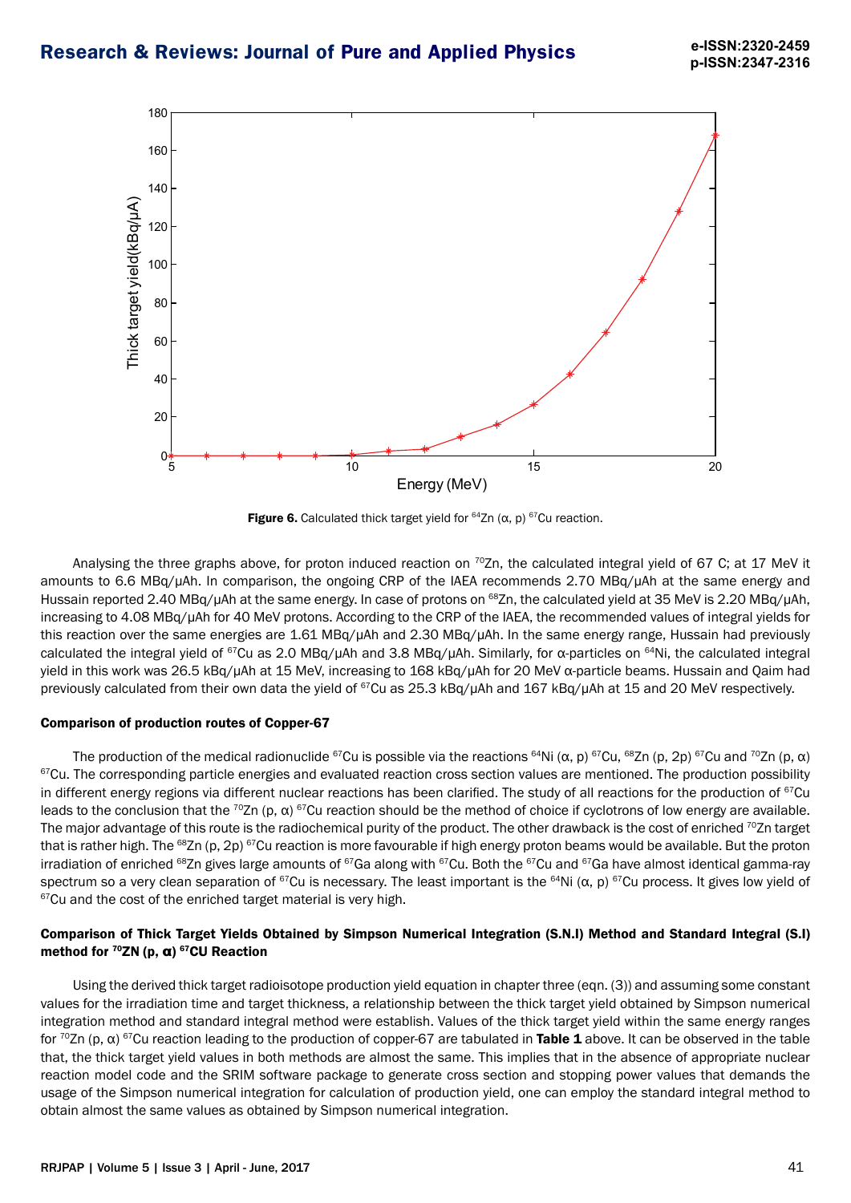**Figure 6.** Calculated thick target yield for $^{64}$Zn (α, p) $^{67}$Cu reaction.

Analysing the three graphs above, for proton induced reaction on $^{70}$Zn, the calculated integral yield of 67 C; at 17 MeV it amounts to 6.6 MBq/μAh. In comparison, the ongoing CRP of the IAEA recommends 2.70 MBq/μAh at the same energy and Hussain reported 2.40 MBq/μAh at the same energy. In case of protons on $^{68}$Zn, the calculated yield at 35 MeV is 2.20 MBq/μAh, increasing to 4.08 MBq/μAh for 40 MeV protons. According to the CRP of the IAEA, the recommended values of integral yields for this reaction over the same energies are 1.61 MBq/μAh and 2.30 MBq/μAh. In the same energy range, Hussain had previously calculated the integral yield of $^{67}$Cu as 2.0 MBq/μAh and 3.8 MBq/μAh. Similarly, for α-particles on $^{64}$Ni, the calculated integral yield in this work was 26.5 kBq/μAh at 15 MeV, increasing to 168 kBq/μAh for 20 MeV α-particle beams. Hussain and Qaim had previously calculated from their own data the yield of $^{67}$Cu as 25.3 kBq/μAh and 167 kBq/μAh at 15 and 20 MeV respectively.

#### Comparison of production routes of Copper-67

The production of the medical radionuclide $^{67}$Cu is possible via the reactions $^{64}$Ni (α, p) $^{67}$Cu, $^{68}$Zn (p, 2p) $^{67}$Cu and $^{70}$Zn (p, α) $^{67}$Cu. The corresponding particle energies and evaluated reaction cross section values are mentioned. The production possibility in different energy regions via different nuclear reactions has been clarified. The study of all reactions for the production of $^{67}$Cu leads to the conclusion that the $^{70}$Zn (p, α) $^{67}$Cu reaction should be the method of choice if cyclotrons of low energy are available. The major advantage of this route is the radiochemical purity of the product. The other drawback is the cost of enriched $^{70}$Zn target that is rather high. The $^{68}$Zn (p, 2p) $^{67}$Cu reaction is more favourable if high energy proton beams would be available. But the proton irradiation of enriched $^{68}$Zn gives large amounts of $^{67}$Ga along with $^{67}$Cu. Both the $^{67}$Cu and $^{67}$Ga have almost identical gamma-ray spectrum so a very clean separation of $^{67}$Cu is necessary. The least important is the $^{64}$Ni (α, p) $^{67}$Cu process. It gives low yield of $^{67}$Cu and the cost of the enriched target material is very high.

#### Comparison of Thick Target Yields Obtained by Simpson Numerical Integration (S.N.I) Method and Standard Integral (S.I) method for $^{70}$ZN (p, α) $^{67}$CU Reaction

Using the derived thick target radioisotope production yield equation in chapter three (eqn. (3)) and assuming some constant values for the irradiation time and target thickness, a relationship between the thick target yield obtained by Simpson numerical integration method and standard integral method were establish. Values of the thick target yield within the same energy ranges for $^{70}$Zn (p, α) $^{67}$Cu reaction leading to the production of copper-67 are tabulated in **Table 1** above. It can be observed in the table that, the thick target yield values in both methods are almost the same. This implies that in the absence of appropriate nuclear reaction model code and the SRIM software package to generate cross section and stopping power values that demands the usage of the Simpson numerical integration for calculation of production yield, one can employ the standard integral method to obtain almost the same values as obtained by Simpson numerical integration.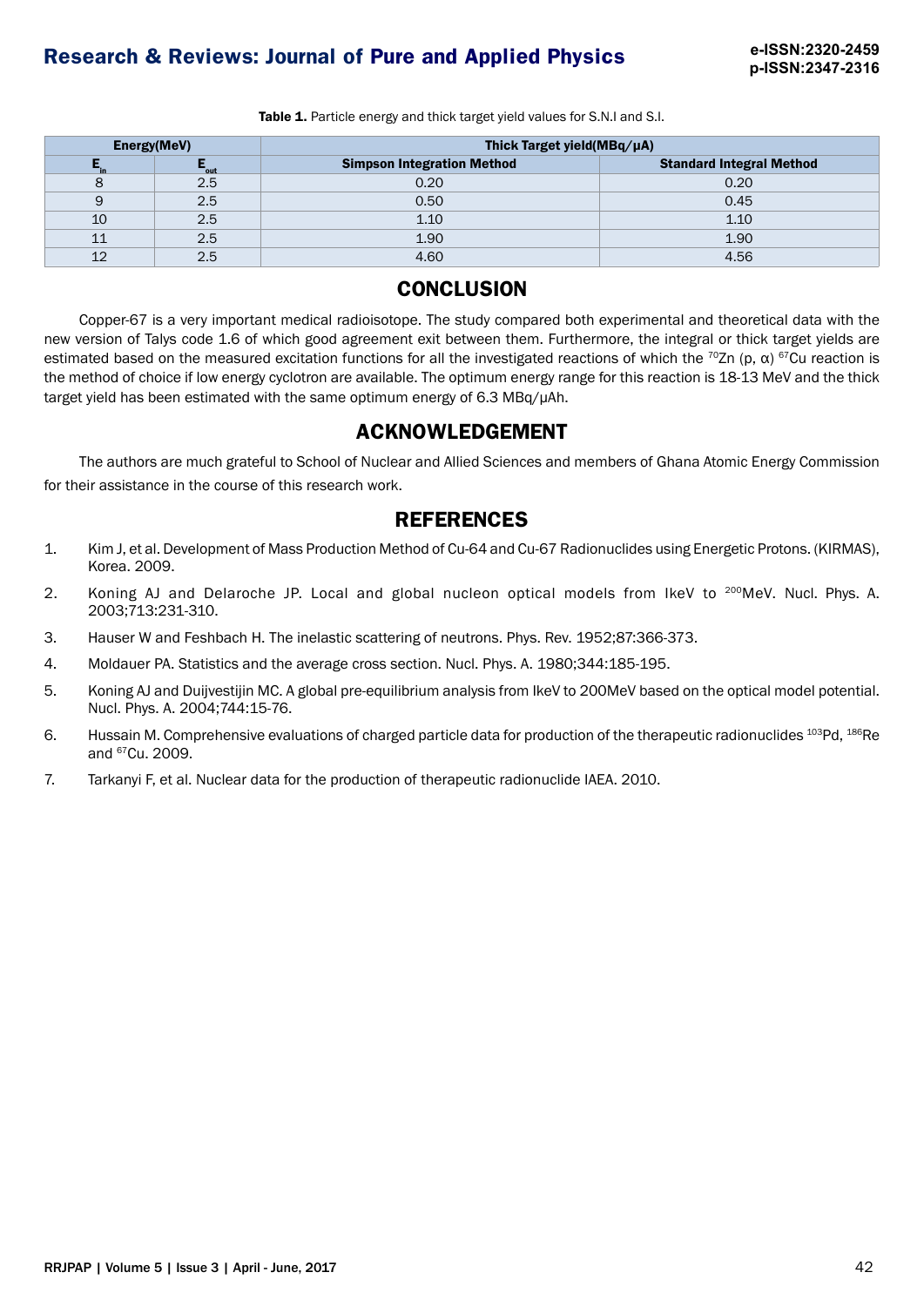**Table 1.** Particle energy and thick target yield values for S.N.I and S.I.

| Energy(MeV) | | Thick Target yield(MBq/μA) | |
|---|---|---|---|
| $E_{in}$ | $E_{out}$ | Simpson Integration Method | Standard Integral Method |
| 8 | 2.5 | 0.20 | 0.20 |
| 9 | 2.5 | 0.50 | 0.45 |
| 10 | 2.5 | 1.10 | 1.10 |
| 11 | 2.5 | 1.90 | 1.90 |
| 12 | 2.5 | 4.60 | 4.56 |

## CONCLUSION

Copper-67 is a very important medical radioisotope. The study compared both experimental and theoretical data with the new version of Talys code 1.6 of which good agreement exit between them. Furthermore, the integral or thick target yields are estimated based on the measured excitation functions for all the investigated reactions of which the $^{70}Zn$ (p, α) $^{67}Cu$ reaction is the method of choice if low energy cyclotron are available. The optimum energy range for this reaction is 18-13 MeV and the thick target yield has been estimated with the same optimum energy of 6.3 MBq/μAh.

## ACKNOWLEDGEMENT

The authors are much grateful to School of Nuclear and Allied Sciences and members of Ghana Atomic Energy Commission for their assistance in the course of this research work.

## REFERENCES

1. Kim J, et al. Development of Mass Production Method of Cu-64 and Cu-67 Radionuclides using Energetic Protons. (KIRMAS), Korea. 2009.
2. Koning AJ and Delaroche JP. Local and global nucleon optical models from IkeV to $^{200}$MeV. Nucl. Phys. A. 2003;713:231-310.
3. Hauser W and Feshbach H. The inelastic scattering of neutrons. Phys. Rev. 1952;87:366-373.
4. Moldauer PA. Statistics and the average cross section. Nucl. Phys. A. 1980;344:185-195.
5. Koning AJ and Duijvestijin MC. A global pre-equilibrium analysis from IkeV to 200MeV based on the optical model potential. Nucl. Phys. A. 2004;744:15-76.
6. Hussain M. Comprehensive evaluations of charged particle data for production of the therapeutic radionuclides $^{103}Pd$, $^{186}Re$ and $^{67}Cu$. 2009.
7. Tarkanyi F, et al. Nuclear data for the production of therapeutic radionuclide IAEA. 2010.